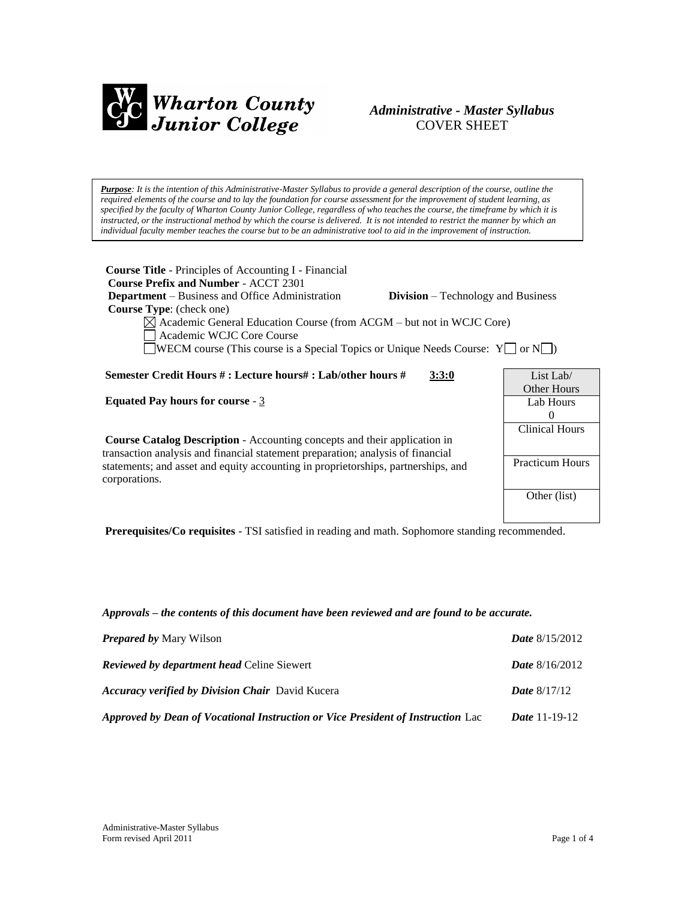Wharton County Junior College

*Administrative - Master Syllabus*
COVER SHEET

***Purpose**: It is the intention of this Administrative-Master Syllabus to provide a general description of the course, outline the required elements of the course and to lay the foundation for course assessment for the improvement of student learning, as specified by the faculty of Wharton County Junior College, regardless of who teaches the course, the timeframe by which it is instructed, or the instructional method by which the course is delivered. It is not intended to restrict the manner by which an individual faculty member teaches the course but to be an administrative tool to aid in the improvement of instruction.*

**Course Title** - Principles of Accounting I - Financial
**Course Prefix and Number** - ACCT 2301
**Department** – Business and Office Administration **Division** – Technology and Business
**Course Type**: (check one)

- ☒ Academic General Education Course (from ACGM – but not in WCJC Core)
- ☐ Academic WCJC Core Course
- ☐ WECM course (This course is a Special Topics or Unique Needs Course: Y☐ or N☐)

**Semester Credit Hours # : Lecture hours# : Lab/other hours #** **3:3:0**

**Equated Pay hours for course** - 3

**Course Catalog Description** - Accounting concepts and their application in transaction analysis and financial statement preparation; analysis of financial statements; and asset and equity accounting in proprietorships, partnerships, and corporations.

| List Lab/ Other Hours |
|---|
| Lab Hours 0 |
| Clinical Hours |
| Practicum Hours |
| Other (list) |

**Prerequisites/Co requisites** - TSI satisfied in reading and math. Sophomore standing recommended.

***Approvals – the contents of this document have been reviewed and are found to be accurate.***

***Prepared by*** Mary Wilson ***Date*** 8/15/2012

***Reviewed by department head*** Celine Siewert ***Date*** 8/16/2012

***Accuracy verified by Division Chair*** David Kucera ***Date*** 8/17/12

***Approved by Dean of Vocational Instruction or Vice President of Instruction*** Lac ***Date*** 11-19-12

Administrative-Master Syllabus
Form revised April 2011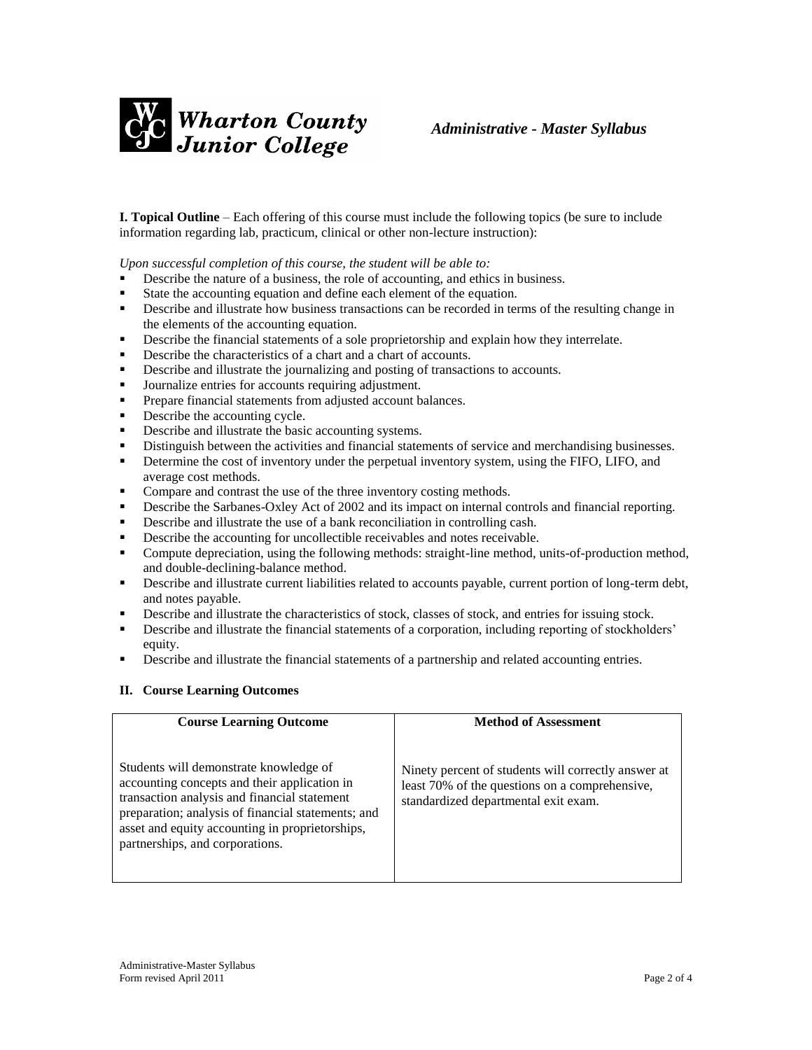**I. Topical Outline** – Each offering of this course must include the following topics (be sure to include information regarding lab, practicum, clinical or other non-lecture instruction):

*Upon successful completion of this course, the student will be able to:*

- Describe the nature of a business, the role of accounting, and ethics in business.
- State the accounting equation and define each element of the equation.
- Describe and illustrate how business transactions can be recorded in terms of the resulting change in the elements of the accounting equation.
- Describe the financial statements of a sole proprietorship and explain how they interrelate.
- Describe the characteristics of a chart and a chart of accounts.
- Describe and illustrate the journalizing and posting of transactions to accounts.
- Journalize entries for accounts requiring adjustment.
- Prepare financial statements from adjusted account balances.
- Describe the accounting cycle.
- Describe and illustrate the basic accounting systems.
- Distinguish between the activities and financial statements of service and merchandising businesses.
- Determine the cost of inventory under the perpetual inventory system, using the FIFO, LIFO, and average cost methods.
- Compare and contrast the use of the three inventory costing methods.
- Describe the Sarbanes-Oxley Act of 2002 and its impact on internal controls and financial reporting.
- Describe and illustrate the use of a bank reconciliation in controlling cash.
- Describe the accounting for uncollectible receivables and notes receivable.
- Compute depreciation, using the following methods: straight-line method, units-of-production method, and double-declining-balance method.
- Describe and illustrate current liabilities related to accounts payable, current portion of long-term debt, and notes payable.
- Describe and illustrate the characteristics of stock, classes of stock, and entries for issuing stock.
- Describe and illustrate the financial statements of a corporation, including reporting of stockholders' equity.
- Describe and illustrate the financial statements of a partnership and related accounting entries.

## II. Course Learning Outcomes

| Course Learning Outcome | Method of Assessment |
|---|---|
| Students will demonstrate knowledge of accounting concepts and their application in transaction analysis and financial statement preparation; analysis of financial statements; and asset and equity accounting in proprietorships, partnerships, and corporations. | Ninety percent of students will correctly answer at least 70% of the questions on a comprehensive, standardized departmental exit exam. |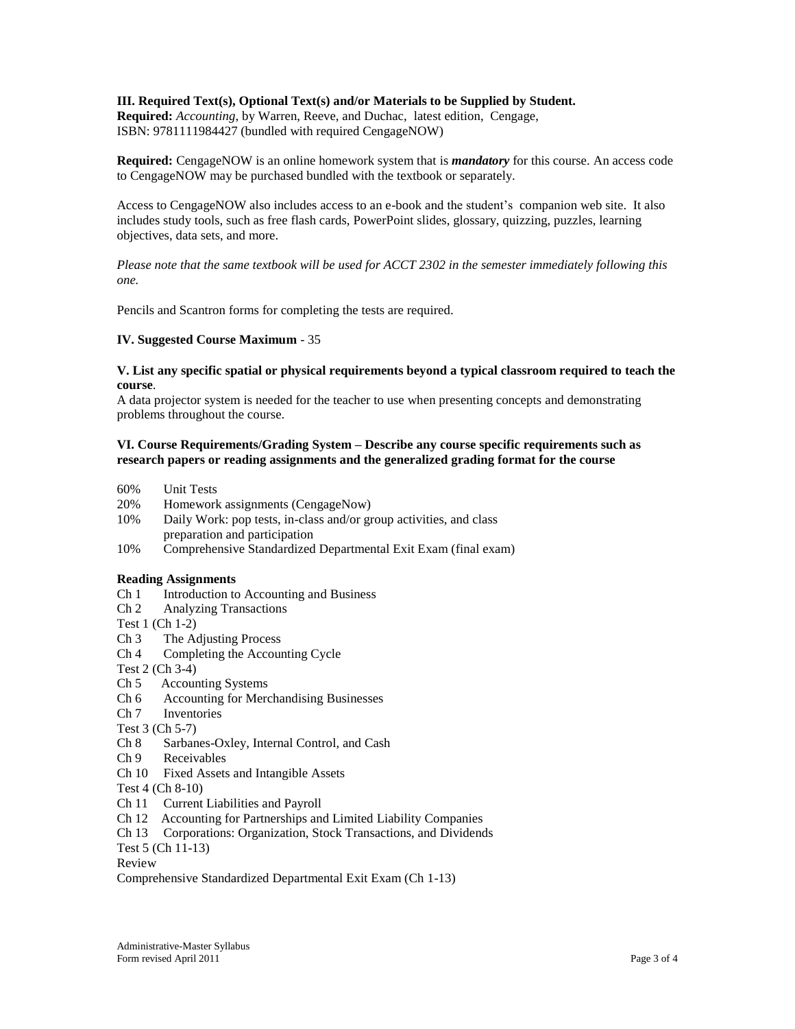**III. Required Text(s), Optional Text(s) and/or Materials to be Supplied by Student.**
**Required:** *Accounting*, by Warren, Reeve, and Duchac, latest edition, Cengage, ISBN: 9781111984427 (bundled with required CengageNOW)

**Required:** CengageNOW is an online homework system that is ***mandatory*** for this course. An access code to CengageNOW may be purchased bundled with the textbook or separately.

Access to CengageNOW also includes access to an e-book and the student's companion web site. It also includes study tools, such as free flash cards, PowerPoint slides, glossary, quizzing, puzzles, learning objectives, data sets, and more.

*Please note that the same textbook will be used for ACCT 2302 in the semester immediately following this one.*

Pencils and Scantron forms for completing the tests are required.

**IV. Suggested Course Maximum** - 35

**V. List any specific spatial or physical requirements beyond a typical classroom required to teach the course**.
A data projector system is needed for the teacher to use when presenting concepts and demonstrating problems throughout the course.

**VI. Course Requirements/Grading System – Describe any course specific requirements such as research papers or reading assignments and the generalized grading format for the course**

- 60% Unit Tests
- 20% Homework assignments (CengageNow)
- 10% Daily Work: pop tests, in-class and/or group activities, and class preparation and participation
- 10% Comprehensive Standardized Departmental Exit Exam (final exam)

**Reading Assignments**

Ch 1 Introduction to Accounting and Business
Ch 2 Analyzing Transactions
Test 1 (Ch 1-2)
Ch 3 The Adjusting Process
Ch 4 Completing the Accounting Cycle
Test 2 (Ch 3-4)
Ch 5 Accounting Systems
Ch 6 Accounting for Merchandising Businesses
Ch 7 Inventories
Test 3 (Ch 5-7)
Ch 8 Sarbanes-Oxley, Internal Control, and Cash
Ch 9 Receivables
Ch 10 Fixed Assets and Intangible Assets
Test 4 (Ch 8-10)
Ch 11 Current Liabilities and Payroll
Ch 12 Accounting for Partnerships and Limited Liability Companies
Ch 13 Corporations: Organization, Stock Transactions, and Dividends
Test 5 (Ch 11-13)
Review
Comprehensive Standardized Departmental Exit Exam (Ch 1-13)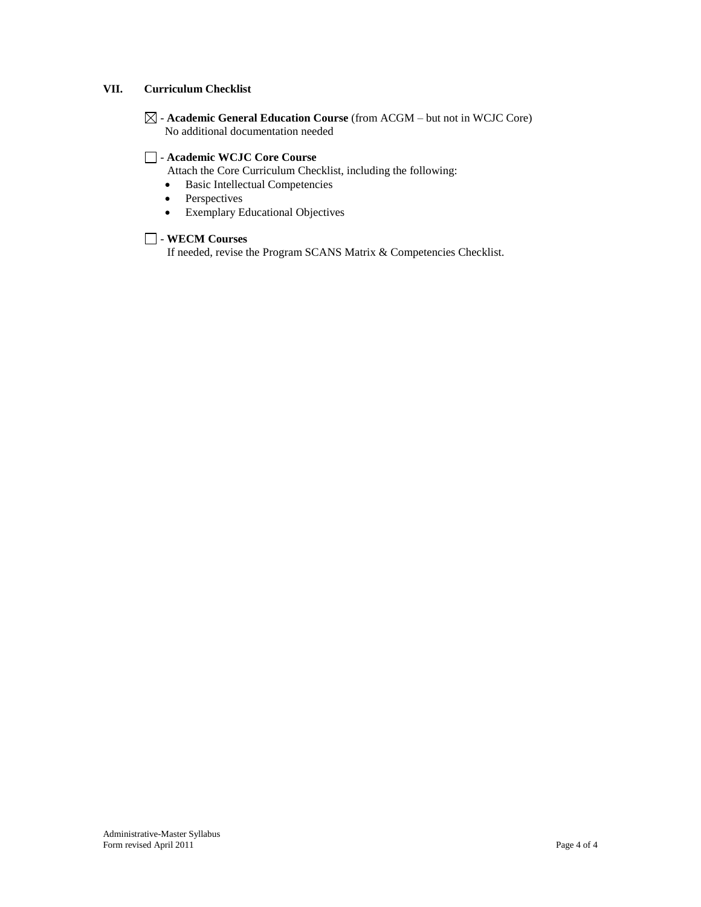## VII. Curriculum Checklist

☒ - **Academic General Education Course** (from ACGM – but not in WCJC Core)
No additional documentation needed

☐ - **Academic WCJC Core Course**
Attach the Core Curriculum Checklist, including the following:

- Basic Intellectual Competencies
- Perspectives
- Exemplary Educational Objectives

☐ - **WECM Courses**
If needed, revise the Program SCANS Matrix & Competencies Checklist.

Administrative-Master Syllabus
Form revised April 2011